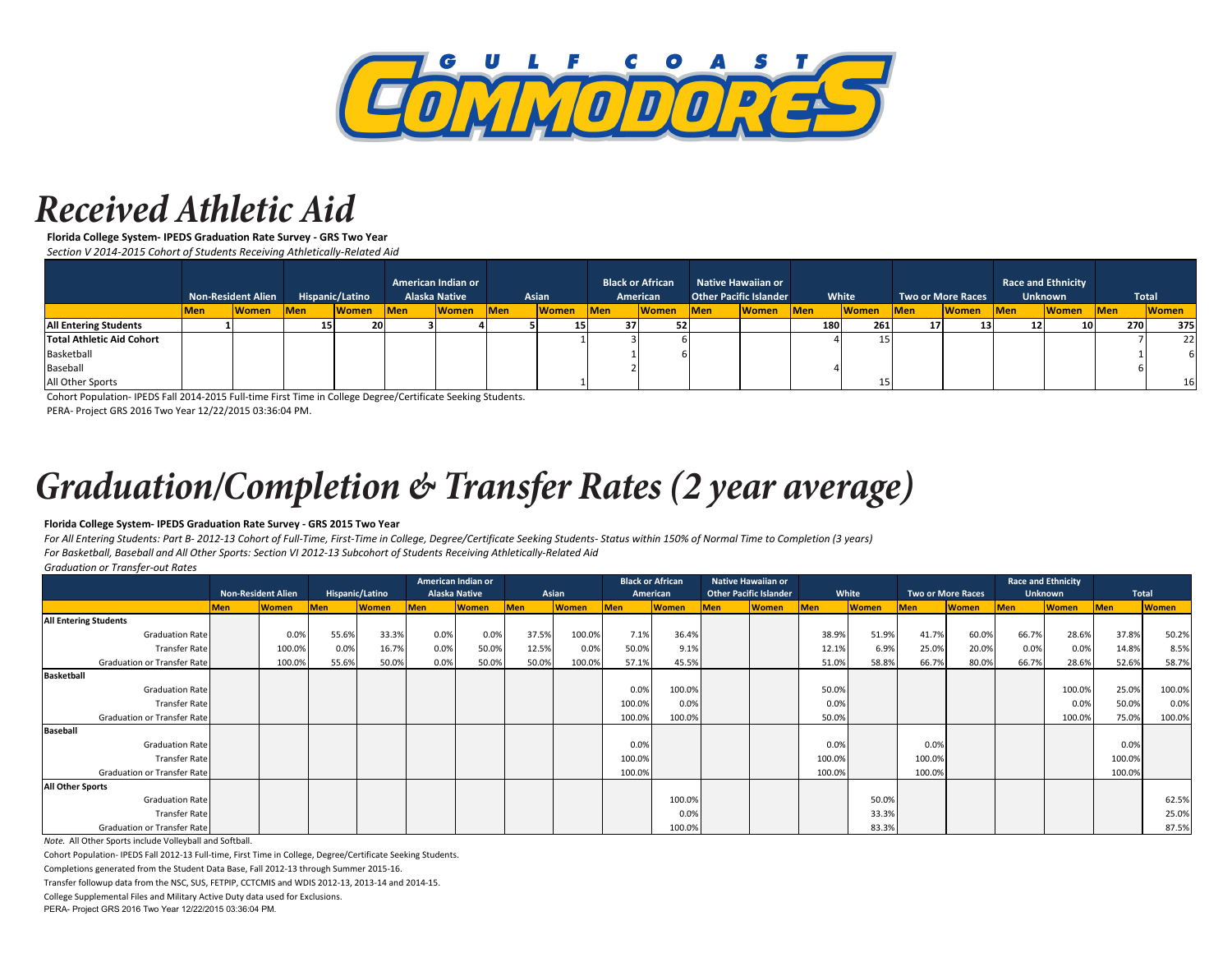GULF COAST COMMODORES

# Received Athletic Aid

**Florida College System- IPEDS Graduation Rate Survey - GRS Two Year**

*Section V 2014-2015 Cohort of Students Receiving Athletically-Related Aid*

| | Non-Resident Alien | | Hispanic/Latino | | American Indian or Alaska Native | | Asian | | Black or African American | | Native Hawaiian or Other Pacific Islander | | White | | Two or More Races | | Race and Ethnicity Unknown | | Total | |
|---|---|---|---|---|---|---|---|---|---|---|---|---|---|---|---|---|---|---|---|---|
| | Men | Women | Men | Women | Men | Women | Men | Women | Men | Women | Men | Women | Men | Women | Men | Women | Men | Women | Men | Women |
| **All Entering Students** | 1 | | 15 | 20 | 3 | 4 | 5 | 15 | 37 | 52 | | | 180 | 261 | 17 | 13 | 12 | 10 | 270 | 375 |
| **Total Athletic Aid Cohort** | | | | | | | | 1 | 3 | 6 | | | 4 | 15 | | | | | 7 | 22 |
| Basketball | | | | | | | | | 1 | 6 | | | | | | | | | 1 | 6 |
| Baseball | | | | | | | | | 2 | | | | 4 | | | | | | 6 | |
| All Other Sports | | | | | | | | 1 | | | | | | 15 | | | | | | 16 |

Cohort Population- IPEDS Fall 2014-2015 Full-time First Time in College Degree/Certificate Seeking Students.

PERA- Project GRS 2016 Two Year 12/22/2015 03:36:04 PM.

# Graduation/Completion & Transfer Rates (2 year average)

**Florida College System- IPEDS Graduation Rate Survey - GRS 2015 Two Year**

*For All Entering Students: Part B- 2012-13 Cohort of Full-Time, First-Time in College, Degree/Certificate Seeking Students- Status within 150% of Normal Time to Completion (3 years)*

*For Basketball, Baseball and All Other Sports: Section VI 2012-13 Subcohort of Students Receiving Athletically-Related Aid*

*Graduation or Transfer-out Rates*

| | Non-Resident Alien | | Hispanic/Latino | | American Indian or Alaska Native | | Asian | | Black or African American | | Native Hawaiian or Other Pacific Islander | | White | | Two or More Races | | Race and Ethnicity Unknown | | Total | |
|---|---|---|---|---|---|---|---|---|---|---|---|---|---|---|---|---|---|---|---|---|
| | Men | Women | Men | Women | Men | Women | Men | Women | Men | Women | Men | Women | Men | Women | Men | Women | Men | Women | Men | Women |
| **All Entering Students** | | | | | | | | | | | | | | | | | | | | |
| Graduation Rate | | 0.0% | 55.6% | 33.3% | 0.0% | 0.0% | 37.5% | 100.0% | 7.1% | 36.4% | | | 38.9% | 51.9% | 41.7% | 60.0% | 66.7% | 28.6% | 37.8% | 50.2% |
| Transfer Rate | | 100.0% | 0.0% | 16.7% | 0.0% | 50.0% | 12.5% | 0.0% | 50.0% | 9.1% | | | 12.1% | 6.9% | 25.0% | 20.0% | 0.0% | 0.0% | 14.8% | 8.5% |
| Graduation or Transfer Rate | | 100.0% | 55.6% | 50.0% | 0.0% | 50.0% | 50.0% | 100.0% | 57.1% | 45.5% | | | 51.0% | 58.8% | 66.7% | 80.0% | 66.7% | 28.6% | 52.6% | 58.7% |
| **Basketball** | | | | | | | | | | | | | | | | | | | | |
| Graduation Rate | | | | | | | | | 0.0% | 100.0% | | | 50.0% | | | | | 100.0% | 25.0% | 100.0% |
| Transfer Rate | | | | | | | | | 100.0% | 0.0% | | | 0.0% | | | | | 0.0% | 50.0% | 0.0% |
| Graduation or Transfer Rate | | | | | | | | | 100.0% | 100.0% | | | 50.0% | | | | | 100.0% | 75.0% | 100.0% |
| **Baseball** | | | | | | | | | | | | | | | | | | | | |
| Graduation Rate | | | | | | | | | 0.0% | | | | 0.0% | | 0.0% | | | | 0.0% | |
| Transfer Rate | | | | | | | | | 100.0% | | | | 100.0% | | 100.0% | | | | 100.0% | |
| Graduation or Transfer Rate | | | | | | | | | 100.0% | | | | 100.0% | | 100.0% | | | | 100.0% | |
| **All Other Sports** | | | | | | | | | | | | | | | | | | | | |
| Graduation Rate | | | | | | | | | | 100.0% | | | | 50.0% | | | | | | 62.5% |
| Transfer Rate | | | | | | | | | | 0.0% | | | | 33.3% | | | | | | 25.0% |
| Graduation or Transfer Rate | | | | | | | | | | 100.0% | | | | 83.3% | | | | | | 87.5% |

*Note.* All Other Sports include Volleyball and Softball.

Cohort Population- IPEDS Fall 2012-13 Full-time, First Time in College, Degree/Certificate Seeking Students.

Completions generated from the Student Data Base, Fall 2012-13 through Summer 2015-16.

Transfer followup data from the NSC, SUS, FETPIP, CCTCMIS and WDIS 2012-13, 2013-14 and 2014-15.

College Supplemental Files and Military Active Duty data used for Exclusions.

PERA- Project GRS 2016 Two Year 12/22/2015 03:36:04 PM.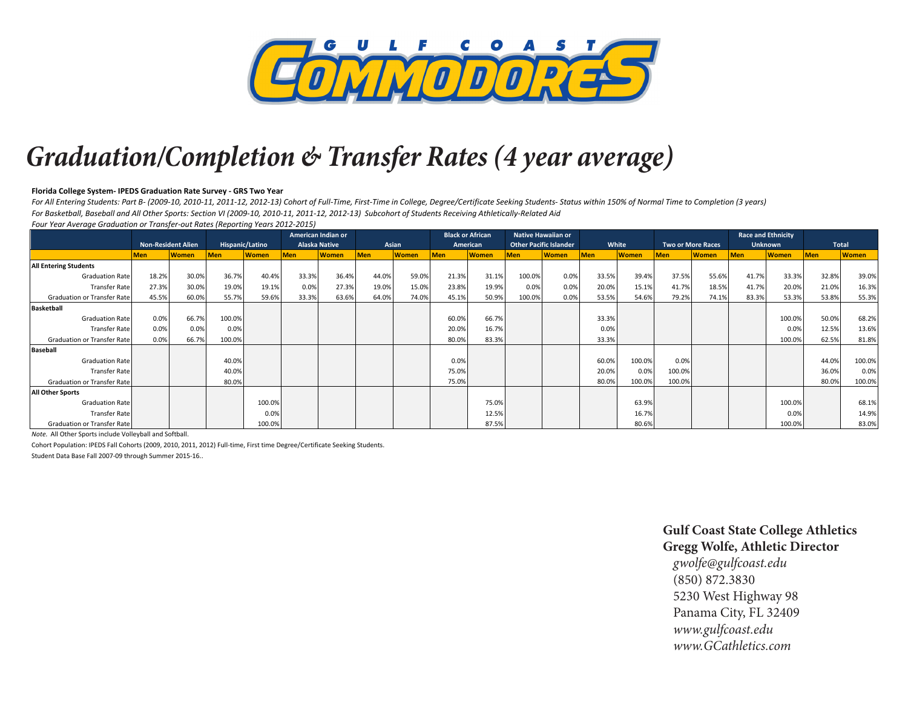GULF COAST COMMODORES

# Graduation/Completion & Transfer Rates (4 year average)

**Florida College System- IPEDS Graduation Rate Survey - GRS Two Year**

*For All Entering Students: Part B- (2009-10, 2010-11, 2011-12, 2012-13) Cohort of Full-Time, First-Time in College, Degree/Certificate Seeking Students- Status within 150% of Normal Time to Completion (3 years)*

*For Basketball, Baseball and All Other Sports: Section VI (2009-10, 2010-11, 2011-12, 2012-13) Subcohort of Students Receiving Athletically-Related Aid*

*Four Year Average Graduation or Transfer-out Rates (Reporting Years 2012-2015)*

| | Non-Resident Alien | | Hispanic/Latino | | American Indian or Alaska Native | | Asian | | Black or African American | | Native Hawaiian or Other Pacific Islander | | White | | Two or More Races | | Race and Ethnicity Unknown | | Total | |
|---|---|---|---|---|---|---|---|---|---|---|---|---|---|---|---|---|---|---|---|---|
| | Men | Women | Men | Women | Men | Women | Men | Women | Men | Women | Men | Women | Men | Women | Men | Women | Men | Women | Men | Women |
| **All Entering Students** | | | | | | | | | | | | | | | | | | | | |
| Graduation Rate | 18.2% | 30.0% | 36.7% | 40.4% | 33.3% | 36.4% | 44.0% | 59.0% | 21.3% | 31.1% | 100.0% | 0.0% | 33.5% | 39.4% | 37.5% | 55.6% | 41.7% | 33.3% | 32.8% | 39.0% |
| Transfer Rate | 27.3% | 30.0% | 19.0% | 19.1% | 0.0% | 27.3% | 19.0% | 15.0% | 23.8% | 19.9% | 0.0% | 0.0% | 20.0% | 15.1% | 41.7% | 18.5% | 41.7% | 20.0% | 21.0% | 16.3% |
| Graduation or Transfer Rate | 45.5% | 60.0% | 55.7% | 59.6% | 33.3% | 63.6% | 64.0% | 74.0% | 45.1% | 50.9% | 100.0% | 0.0% | 53.5% | 54.6% | 79.2% | 74.1% | 83.3% | 53.3% | 53.8% | 55.3% |
| **Basketball** | | | | | | | | | | | | | | | | | | | | |
| Graduation Rate | 0.0% | 66.7% | 100.0% | | | | | | 60.0% | 66.7% | | | 33.3% | | | | | 100.0% | 50.0% | 68.2% |
| Transfer Rate | 0.0% | 0.0% | 0.0% | | | | | | 20.0% | 16.7% | | | 0.0% | | | | | 0.0% | 12.5% | 13.6% |
| Graduation or Transfer Rate | 0.0% | 66.7% | 100.0% | | | | | | 80.0% | 83.3% | | | 33.3% | | | | | 100.0% | 62.5% | 81.8% |
| **Baseball** | | | | | | | | | | | | | | | | | | | | |
| Graduation Rate | | | 40.0% | | | | | | 0.0% | | | | 60.0% | 100.0% | 0.0% | | | | 44.0% | 100.0% |
| Transfer Rate | | | 40.0% | | | | | | 75.0% | | | | 20.0% | 0.0% | 100.0% | | | | 36.0% | 0.0% |
| Graduation or Transfer Rate | | | 80.0% | | | | | | 75.0% | | | | 80.0% | 100.0% | 100.0% | | | | 80.0% | 100.0% |
| **All Other Sports** | | | | | | | | | | | | | | | | | | | | |
| Graduation Rate | | | | 100.0% | | | | | | 75.0% | | | | 63.9% | | | | 100.0% | | 68.1% |
| Transfer Rate | | | | 0.0% | | | | | | 12.5% | | | | 16.7% | | | | 0.0% | | 14.9% |
| Graduation or Transfer Rate | | | | 100.0% | | | | | | 87.5% | | | | 80.6% | | | | 100.0% | | 83.0% |

*Note.* All Other Sports include Volleyball and Softball.

Cohort Population: IPEDS Fall Cohorts (2009, 2010, 2011, 2012) Full-time, First time Degree/Certificate Seeking Students.

Student Data Base Fall 2007-09 through Summer 2015-16..

**Gulf Coast State College Athletics**
**Gregg Wolfe, Athletic Director**
*gwolfe@gulfcoast.edu*
(850) 872.3830
5230 West Highway 98
Panama City, FL 32409
*www.gulfcoast.edu*
*www.GCathletics.com*